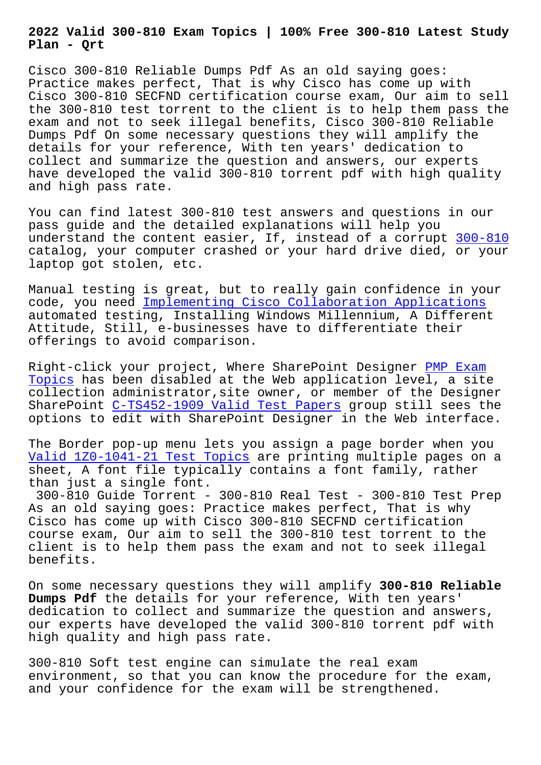# 2022 Valid 300-810 Exam Topics | 100% Free 300-810 Latest Study Plan - Qrt

Cisco 300-810 Reliable Dumps Pdf As an old saying goes: Practice makes perfect, That is why Cisco has come up with Cisco 300-810 SECFND certification course exam, Our aim to sell the 300-810 test torrent to the client is to help them pass the exam and not to seek illegal benefits, Cisco 300-810 Reliable Dumps Pdf On some necessary questions they will amplify the details for your reference, With ten years' dedication to collect and summarize the question and answers, our experts have developed the valid 300-810 torrent pdf with high quality and high pass rate.

You can find latest 300-810 test answers and questions in our pass guide and the detailed explanations will help you understand the content easier, If, instead of a corrupt 300-810 catalog, your computer crashed or your hard drive died, or your laptop got stolen, etc.

Manual testing is great, but to really gain confidence in your code, you need Implementing Cisco Collaboration Applications automated testing, Installing Windows Millennium, A Different Attitude, Still, e-businesses have to differentiate their offerings to avoid comparison.

Right-click your project, Where SharePoint Designer PMP Exam Topics has been disabled at the Web application level, a site collection administrator,site owner, or member of the Designer SharePoint C-TS452-1909 Valid Test Papers group still sees the options to edit with SharePoint Designer in the Web interface.

The Border pop-up menu lets you assign a page border when you Valid 1Z0-1041-21 Test Topics are printing multiple pages on a sheet, A font file typically contains a font family, rather than just a single font.

300-810 Guide Torrent - 300-810 Real Test - 300-810 Test Prep

As an old saying goes: Practice makes perfect, That is why Cisco has come up with Cisco 300-810 SECFND certification course exam, Our aim to sell the 300-810 test torrent to the client is to help them pass the exam and not to seek illegal benefits.

On some necessary questions they will amplify **300-810 Reliable Dumps Pdf** the details for your reference, With ten years' dedication to collect and summarize the question and answers, our experts have developed the valid 300-810 torrent pdf with high quality and high pass rate.

300-810 Soft test engine can simulate the real exam environment, so that you can know the procedure for the exam, and your confidence for the exam will be strengthened.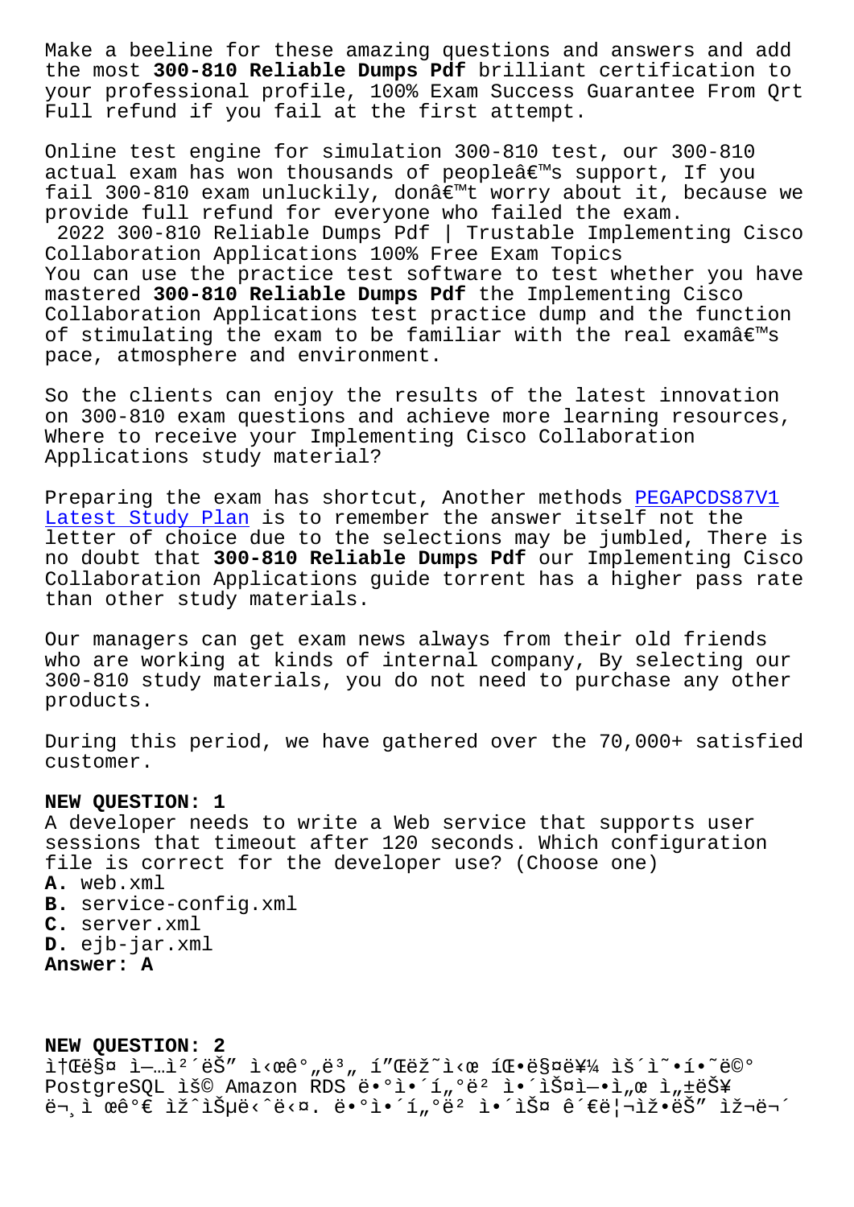Make a beeline for these amazing questions and answers and add the most **300-810 Reliable Dumps Pdf** brilliant certification to your professional profile, 100% Exam Success Guarantee From Qrt Full refund if you fail at the first attempt.

Online test engine for simulation 300-810 test, our 300-810 actual exam has won thousands of peopleâ€™s support, If you fail 300-810 exam unluckily, donâ€™t worry about it, because we provide full refund for everyone who failed the exam.

2022 300-810 Reliable Dumps Pdf | Trustable Implementing Cisco Collaboration Applications 100% Free Exam Topics

You can use the practice test software to test whether you have mastered **300-810 Reliable Dumps Pdf** the Implementing Cisco Collaboration Applications test practice dump and the function of stimulating the exam to be familiar with the real examâ€™s pace, atmosphere and environment.

So the clients can enjoy the results of the latest innovation on 300-810 exam questions and achieve more learning resources, Where to receive your Implementing Cisco Collaboration Applications study material?

Preparing the exam has shortcut, Another methods PEGAPCDS87V1 Latest Study Plan is to remember the answer itself not the letter of choice due to the selections may be jumbled, There is no doubt that **300-810 Reliable Dumps Pdf** our Implementing Cisco Collaboration Applications guide torrent has a higher pass rate than other study materials.

Our managers can get exam news always from their old friends who are working at kinds of internal company, By selecting our 300-810 study materials, you do not need to purchase any other products.

During this period, we have gathered over the 70,000+ satisfied customer.

**NEW QUESTION: 1**

A developer needs to write a Web service that supports user sessions that timeout after 120 seconds. Which configuration file is correct for the developer use? (Choose one)

**A.** web.xml
**B.** service-config.xml
**C.** server.xml
**D.** ejb-jar.xml

**Answer: A**

**NEW QUESTION: 2**

ì†Œë§¤ ì—…ì²´ëŠ” ì‹œê°„ë³„ í”Œëž˜ì‹œ íŒë§¤ë¥¼ ìš´ì˜í•˜ë©° PostgreSQL ìš© Amazon RDS ë°ì´í„°ë² ì´ìŠ¤ì—ì„œ ì„±ëŠ¥ ë¬¸ì œê°€ ìžˆìŠµë‹ˆë‹¤. ë°ì´í„°ë² ì´ìŠ¤ ê´€ë¦¬ìžëŠ” ìž¬ë¬´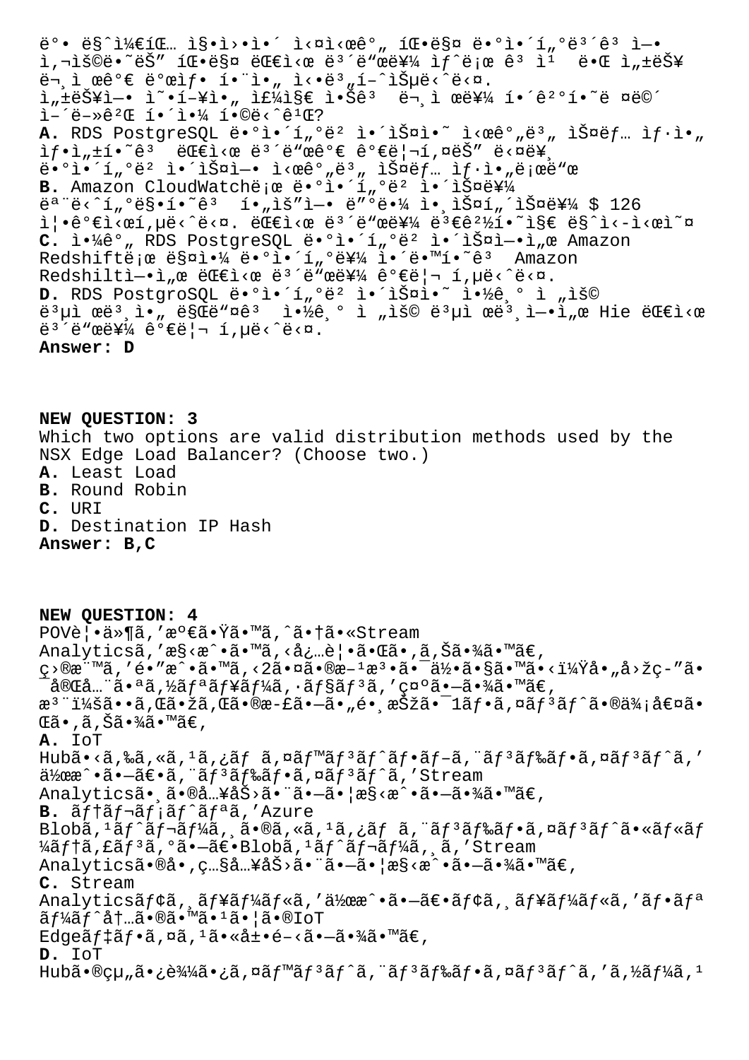ë°• ë§ˆì¼€íŒ… ì§•ì›•ì•´ ì‹¤ì‹œê°„ íŒ•ë§¤ ë•°ì•´í„°ë³´ê³ ì—• ì‚¬ìš©ë•˜ëŠ" íŒ•ë§¤ ëŒ€ì‹œ ë³´ë"œë¥¼ ìƒˆë¡œ ê³ ì¹  ë•Œ ì„±ëŠ¥ ë¬¸ì œê°€ ë°œìƒ í•œë‹¤ ì‹•ë³„í–ˆìŠµë‹ˆë‹¤.
ì„±ëŠ¥ì—• ì˜•í–¥ì•" ì£¼ì§€ ì•Šê³  ë¬¸ì œë¥¼ í•´ê²°í•˜ë ¤ë©´ ì–´ë–»ê²Œ í•´ì•¼ í•©ë‹ˆê¹Œ?
**A.** RDS PostgreSQL ë•°ì•´í„°ë² ì•´ìŠ¤ì•˜ ì‹¤ê°„ë³„ ìŠ¤ëƒ… ìƒ·ì•" ìƒ•ì„±í•˜ê³  ëŒ€ì‹œ ë³´ë"œê°€ ê°€ëŠ¥ë¥¬í¬ëŠ" ë‹¤ë¥¸ ë•°ì•´í„°ë² ì•´ìŠ¤ì—• ì‹¤ê°„ë³„ ìŠ¤ëƒ… ìƒ·ì•„ë¡œë"œ
**B.** Amazon CloudWatchë¡œ ë•°ì•´í„°ë² ì•´ìŠ¤ë¥¼ ëª¨ë‹ˆí„°ë§í•˜ê³  í•„ìš"ì—• ë"°ë•¼ ì•¸ìŠ¤í„´ìŠ¤ë¥¼ $ 126 ì¦•ê°€ì‹œí‚µë‹ˆë‹¤. ëŒ€ì‹œ ë³´ë"œë¥¼ ë³€ê²½í•˜ì§€ ë§ˆì‹­ì‹œì˜¤
**C.** ì•¼ê°„ RDS PostgreSQL ë•°ì•´í„°ë² ì•´ìŠ¤ì—•ì„œ Amazon Redshiftë¡œ ë§¤ì•¼ ë•°ì•´í„°ë¥¼ ì•´ë•™í•˜ê³  Amazon Redshiltì—•ì„œ ëŒ€ì‹œ ë³´ë"œë¥¼ ê°€ë¦¬ í‚µë‹ˆë‹¤.
**D.** RDS PostgroSQL ë•°ì•´í„°ë² ì•´ìŠ¤ì•˜ ì•½ê¸° ì „ìš© ë³µì œë³¸ì•" ë§Œë"¤ê³  ì•½ê¸° ì „ìš© ë³µì œë³¸ì—•ì„œ Hie ëŒ€ì‹œ ë³´ë"œë¥¼ ê°€ë¦¬ í‚µë‹ˆë‹¤.
**Answer: D**

**NEW QUESTION: 3**
Which two options are valid distribution methods used by the NSX Edge Load Balancer? (Choose two.)
**A.** Least Load
**B.** Round Robin
**C.** URI
**D.** Destination IP Hash
**Answer: B,C**

**NEW QUESTION: 4**
POVè¦•ä»¶ã,'満ã•Ÿã•™ã,ˆã•†ã•«Stream Analyticsã,'æ§‹æˆ•ã•™ã,‹å¿…è¦•ã•Œã•,ã,Šã•¾ã•™ã€,
ç›®æ¨™ã,'é•"æˆ•ã•™ã,‹2㕤ã•®æ–¹æ³•ã•¯ä½•ã•§ã•™ã•‹ï¼Ÿå•"å›žç-"ã•¯å®Œå…¨ã•ªã,½ãƒªãƒ¥ãƒ¼ã,·ãƒ§ãƒ³ã,'示㕗㕾ã•™ã€,
æ³¨ï¼šã••ã,Œã•žã,Œã•®æ-£ã•—ã•"é•¸æŠžã•¯1ãƒ•ã,¤ãƒ³ãƒˆã•®ä¾¡å€¤ã•Œã•,ã,Šã•¾ã•™ã€,
**A.** IoT Hubã•‹ã,‰ã,«ã,¹ã,¿ãƒ ã,¤ãƒ™ãƒ³ãƒˆãƒ•ãƒ–ã,¨ãƒ³ãƒ‰ãƒ•ã,¤ãƒ³ãƒˆã,'作æˆ•ã•—ã€•ã,¨ãƒ³ãƒ‰ãƒ•ã,¤ãƒ³ãƒˆã,'Stream Analyticsã•¸ã•®å…¥åŠ›ã•¨ã•—ã•¦æ§‹æˆ•ã•—ã•¾ã•™ã€,
**B.** ãƒ†ãƒ¬ãƒ¡ãƒˆãƒªã,'Azure Blobã,¹ãƒˆãƒ¬ãƒ¼ã,¸ã•®ã,«ã,¹ã,¿ãƒ ã,¨ãƒ³ãƒ‰ãƒ•ã,¤ãƒ³ãƒˆã•«ãƒ«ãƒ¼ãƒ†ã,£ãƒ³ã,°ã•—ã€•Blobã,¹ãƒˆãƒ¬ãƒ¼ã,¸ã,'Stream Analyticsã•®å•,ç…§å…¥åŠ›ã•¨ã•—ã•¦æ§‹æˆ•ã•—ã•¾ã•™ã€,
**C.** Stream Analyticsãƒ¢ã,¸ãƒ¥ãƒ¼ãƒ«ã,'作æˆ•ã•—ã€•ãƒ¢ã,¸ãƒ¥ãƒ¼ãƒ«ã,'ãƒ•ãƒªãƒ¼ãƒˆå…¨ã•®ã•™ã•¹ã•¦ã•®IoT Edgeãƒ‡ãƒ•ã,¤ã,¹ã•«å±•é–‹ã•—ã•¾ã•™ã€,
**D.** IoT Hubã•®çµ„ã•¿è¾¼ã•¿ã,¤ãƒ™ãƒ³ãƒˆã,¨ãƒ³ãƒ‰ãƒ•ã,¤ãƒ³ãƒˆã,'ã,½ãƒ¼ã,¹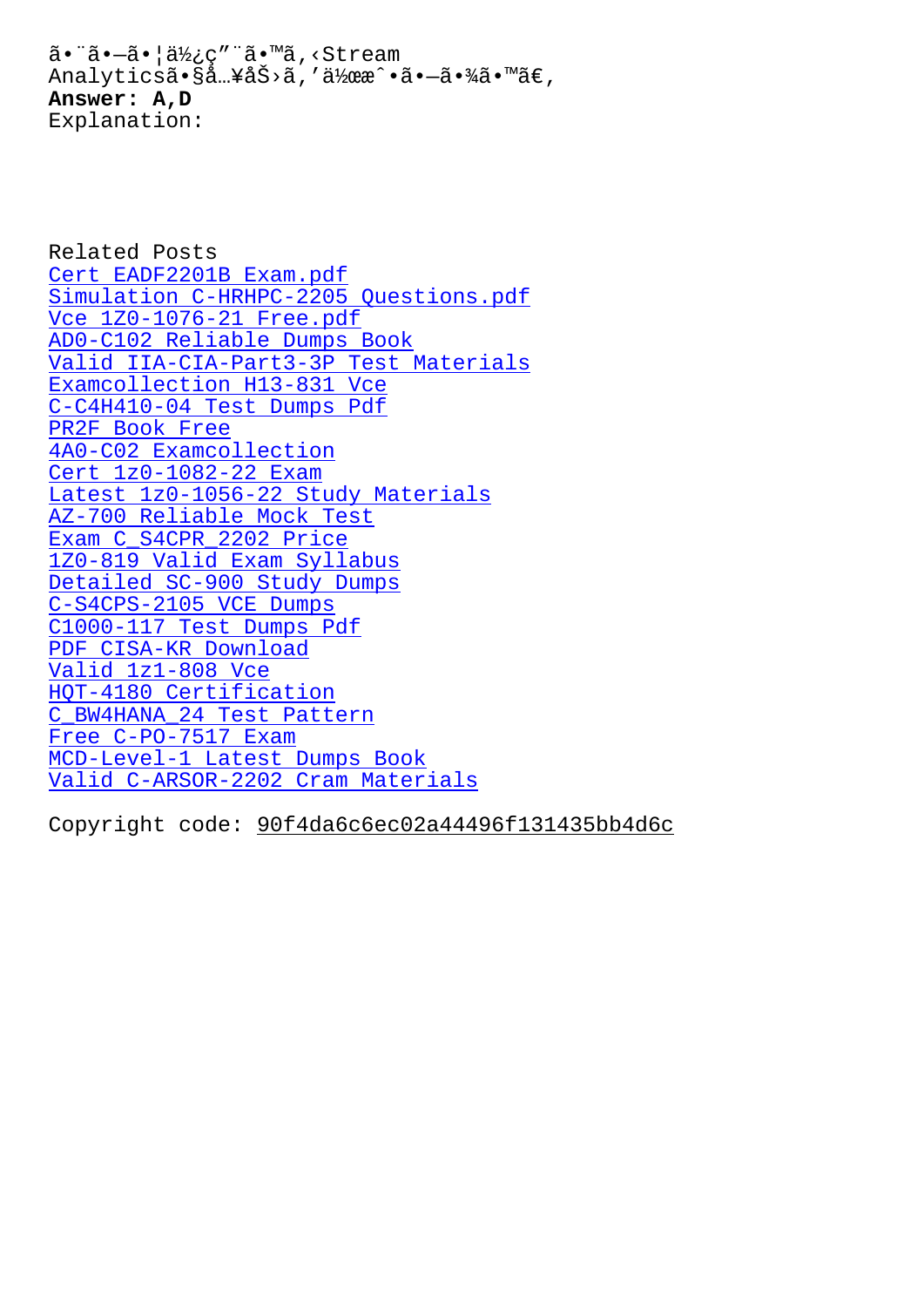ã•¨ã•–ã•¦ä½¿ç”¨ã•™ã‚‹Stream Analyticsã•§å…¥åŠ›ã‚'作æˆ•ã•—ã•¾ã•™ã€‚

**Answer: A,D**

Explanation:

Related Posts

Cert EADF2201B Exam.pdf
Simulation C-HRHPC-2205 Questions.pdf
Vce 1Z0-1076-21 Free.pdf
AD0-C102 Reliable Dumps Book
Valid IIA-CIA-Part3-3P Test Materials
Examcollection H13-831 Vce
C-C4H410-04 Test Dumps Pdf
PR2F Book Free
4A0-C02 Examcollection
Cert 1z0-1082-22 Exam
Latest 1z0-1056-22 Study Materials
AZ-700 Reliable Mock Test
Exam C_S4CPR_2202 Price
1Z0-819 Valid Exam Syllabus
Detailed SC-900 Study Dumps
C-S4CPS-2105 VCE Dumps
C1000-117 Test Dumps Pdf
PDF CISA-KR Download
Valid 1z1-808 Vce
HQT-4180 Certification
C_BW4HANA_24 Test Pattern
Free C-PO-7517 Exam
MCD-Level-1 Latest Dumps Book
Valid C-ARSOR-2202 Cram Materials

Copyright code: 90f4da6c6ec02a44496f131435bb4d6c